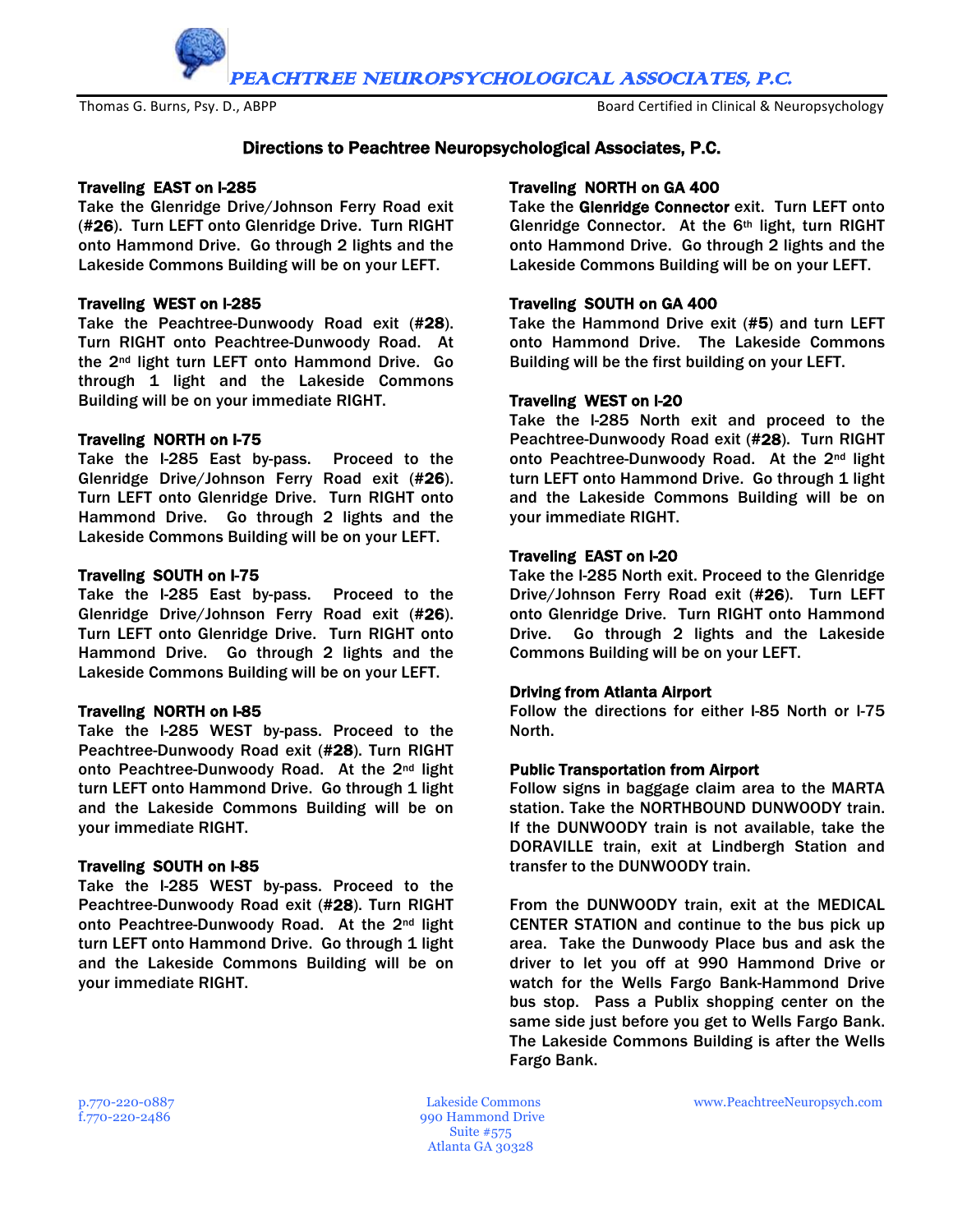# PEACHTREE NEUROPSYCHOLOGICAL ASSOCIATES, P.C.

Thomas G. Burns, Psy. D., ABPP — Board Certified in Clinical & Neuropsychology

## Directions to Peachtree Neuropsychological Associates, P.C.

**Traveling EAST on I-285**
Take the Glenridge Drive/Johnson Ferry Road exit (#**26**). Turn LEFT onto Glenridge Drive. Turn RIGHT onto Hammond Drive. Go through 2 lights and the Lakeside Commons Building will be on your LEFT.

**Traveling WEST on I-285**
Take the Peachtree-Dunwoody Road exit (#**28**). Turn RIGHT onto Peachtree-Dunwoody Road. At the 2nd light turn LEFT onto Hammond Drive. Go through 1 light and the Lakeside Commons Building will be on your immediate RIGHT.

**Traveling NORTH on I-75**
Take the I-285 East by-pass. Proceed to the Glenridge Drive/Johnson Ferry Road exit (#**26**). Turn LEFT onto Glenridge Drive. Turn RIGHT onto Hammond Drive. Go through 2 lights and the Lakeside Commons Building will be on your LEFT.

**Traveling SOUTH on I-75**
Take the I-285 East by-pass. Proceed to the Glenridge Drive/Johnson Ferry Road exit (#**26**). Turn LEFT onto Glenridge Drive. Turn RIGHT onto Hammond Drive. Go through 2 lights and the Lakeside Commons Building will be on your LEFT.

**Traveling NORTH on I-85**
Take the I-285 WEST by-pass. Proceed to the Peachtree-Dunwoody Road exit (#**28**). Turn RIGHT onto Peachtree-Dunwoody Road. At the 2nd light turn LEFT onto Hammond Drive. Go through 1 light and the Lakeside Commons Building will be on your immediate RIGHT.

**Traveling SOUTH on I-85**
Take the I-285 WEST by-pass. Proceed to the Peachtree-Dunwoody Road exit (#**28**). Turn RIGHT onto Peachtree-Dunwoody Road. At the 2nd light turn LEFT onto Hammond Drive. Go through 1 light and the Lakeside Commons Building will be on your immediate RIGHT.

**Traveling NORTH on GA 400**
Take the **Glenridge Connector** exit. Turn LEFT onto Glenridge Connector. At the 6th light, turn RIGHT onto Hammond Drive. Go through 2 lights and the Lakeside Commons Building will be on your LEFT.

**Traveling SOUTH on GA 400**
Take the Hammond Drive exit (#**5**) and turn LEFT onto Hammond Drive. The Lakeside Commons Building will be the first building on your LEFT.

**Traveling WEST on I-20**
Take the I-285 North exit and proceed to the Peachtree-Dunwoody Road exit (#**28**). Turn RIGHT onto Peachtree-Dunwoody Road. At the 2nd light turn LEFT onto Hammond Drive. Go through 1 light and the Lakeside Commons Building will be on your immediate RIGHT.

**Traveling EAST on I-20**
Take the I-285 North exit. Proceed to the Glenridge Drive/Johnson Ferry Road exit (#**26**). Turn LEFT onto Glenridge Drive. Turn RIGHT onto Hammond Drive. Go through 2 lights and the Lakeside Commons Building will be on your LEFT.

**Driving from Atlanta Airport**
Follow the directions for either I-85 North or I-75 North.

**Public Transportation from Airport**
Follow signs in baggage claim area to the MARTA station. Take the NORTHBOUND DUNWOODY train. If the DUNWOODY train is not available, take the DORAVILLE train, exit at Lindbergh Station and transfer to the DUNWOODY train.

From the DUNWOODY train, exit at the MEDICAL CENTER STATION and continue to the bus pick up area. Take the Dunwoody Place bus and ask the driver to let you off at 990 Hammond Drive or watch for the Wells Fargo Bank-Hammond Drive bus stop. Pass a Publix shopping center on the same side just before you get to Wells Fargo Bank. The Lakeside Commons Building is after the Wells Fargo Bank.

p.770-220-0887
f.770-220-2486

Lakeside Commons
990 Hammond Drive
Suite #575
Atlanta GA 30328

www.PeachtreeNeuropsych.com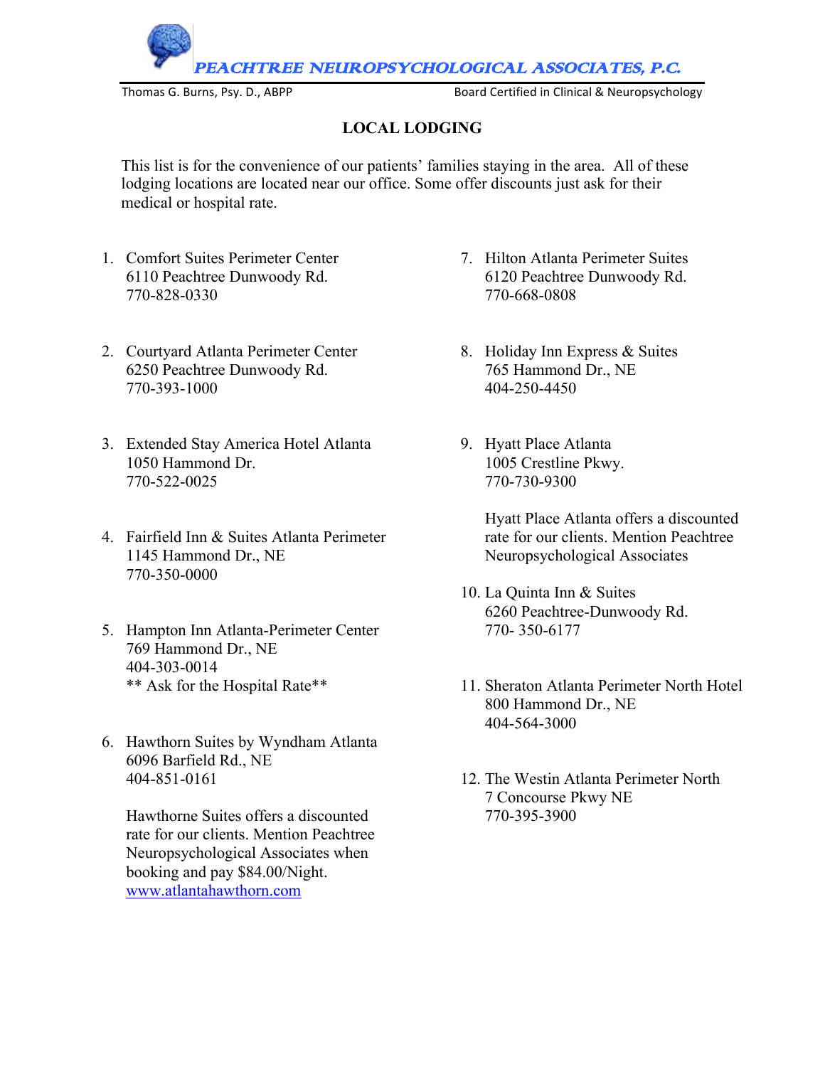# PEACHTREE NEUROPSYCHOLOGICAL ASSOCIATES, P.C.

Thomas G. Burns, Psy. D., ABPP — Board Certified in Clinical & Neuropsychology

## LOCAL LODGING

This list is for the convenience of our patients' families staying in the area. All of these lodging locations are located near our office. Some offer discounts just ask for their medical or hospital rate.

1. Comfort Suites Perimeter Center
   6110 Peachtree Dunwoody Rd.
   770-828-0330

2. Courtyard Atlanta Perimeter Center
   6250 Peachtree Dunwoody Rd.
   770-393-1000

3. Extended Stay America Hotel Atlanta
   1050 Hammond Dr.
   770-522-0025

4. Fairfield Inn & Suites Atlanta Perimeter
   1145 Hammond Dr., NE
   770-350-0000

5. Hampton Inn Atlanta-Perimeter Center
   769 Hammond Dr., NE
   404-303-0014
   ** Ask for the Hospital Rate**

6. Hawthorn Suites by Wyndham Atlanta
   6096 Barfield Rd., NE
   404-851-0161

   Hawthorne Suites offers a discounted rate for our clients. Mention Peachtree Neuropsychological Associates when booking and pay $84.00/Night.
   www.atlantahawthorn.com

7. Hilton Atlanta Perimeter Suites
   6120 Peachtree Dunwoody Rd.
   770-668-0808

8. Holiday Inn Express & Suites
   765 Hammond Dr., NE
   404-250-4450

9. Hyatt Place Atlanta
   1005 Crestline Pkwy.
   770-730-9300

   Hyatt Place Atlanta offers a discounted rate for our clients. Mention Peachtree Neuropsychological Associates

10. La Quinta Inn & Suites
    6260 Peachtree-Dunwoody Rd.
    770- 350-6177

11. Sheraton Atlanta Perimeter North Hotel
    800 Hammond Dr., NE
    404-564-3000

12. The Westin Atlanta Perimeter North
    7 Concourse Pkwy NE
    770-395-3900